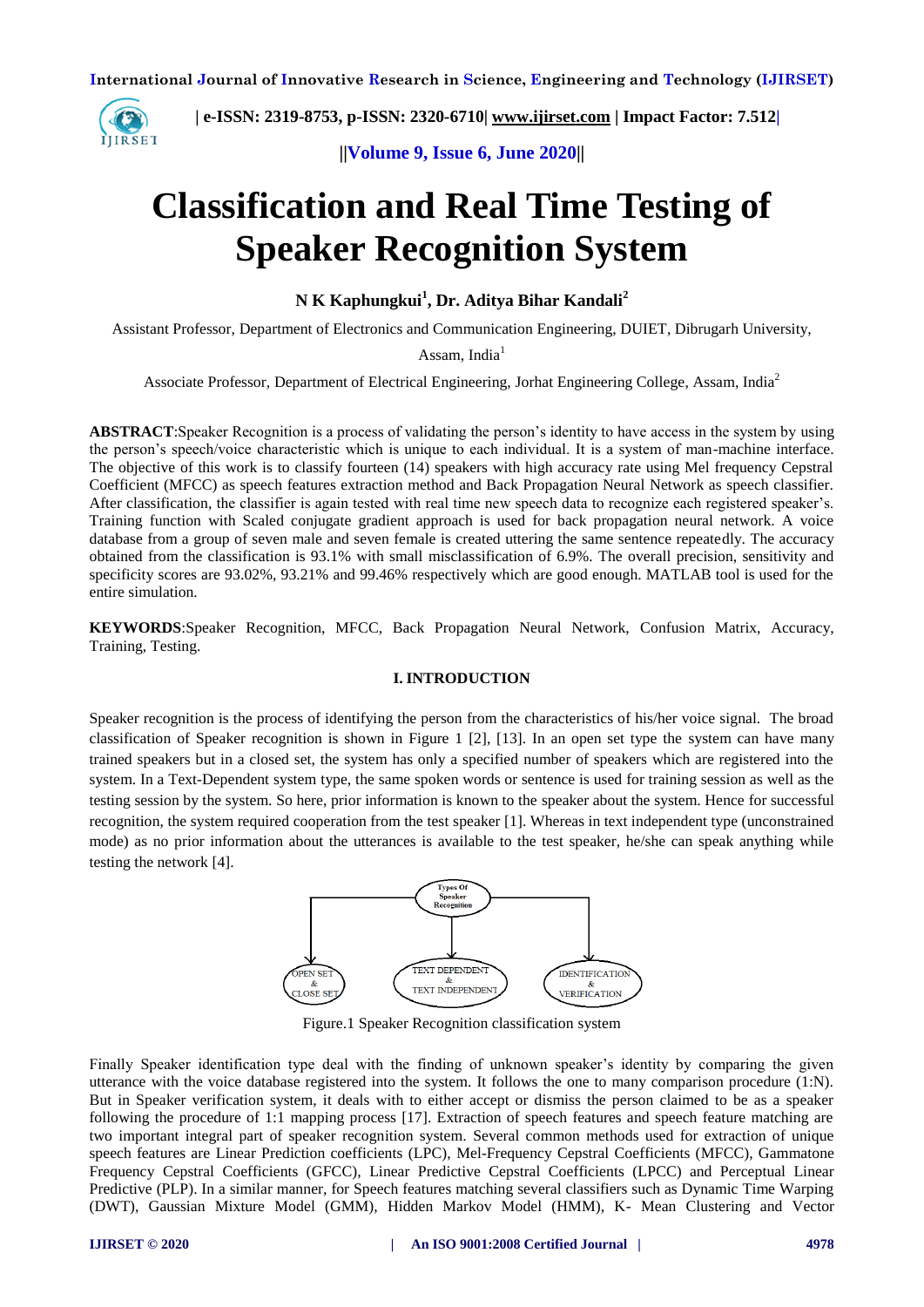# Classification and Real Time Testing of Speaker Recognition System

**N K Kaphungkui[1], Dr. Aditya Bihar Kandali[2]**

Assistant Professor, Department of Electronics and Communication Engineering, DUIET, Dibrugarh University, Assam, India[1]

Associate Professor, Department of Electrical Engineering, Jorhat Engineering College, Assam, India[2]

**ABSTRACT**:Speaker Recognition is a process of validating the person's identity to have access in the system by using the person's speech/voice characteristic which is unique to each individual. It is a system of man-machine interface. The objective of this work is to classify fourteen (14) speakers with high accuracy rate using Mel frequency Cepstral Coefficient (MFCC) as speech features extraction method and Back Propagation Neural Network as speech classifier. After classification, the classifier is again tested with real time new speech data to recognize each registered speaker's. Training function with Scaled conjugate gradient approach is used for back propagation neural network. A voice database from a group of seven male and seven female is created uttering the same sentence repeatedly. The accuracy obtained from the classification is 93.1% with small misclassification of 6.9%. The overall precision, sensitivity and specificity scores are 93.02%, 93.21% and 99.46% respectively which are good enough. MATLAB tool is used for the entire simulation.

**KEYWORDS**:Speaker Recognition, MFCC, Back Propagation Neural Network, Confusion Matrix, Accuracy, Training, Testing.

## I. INTRODUCTION

Speaker recognition is the process of identifying the person from the characteristics of his/her voice signal. The broad classification of Speaker recognition is shown in Figure 1 [2], [13]. In an open set type the system can have many trained speakers but in a closed set, the system has only a specified number of speakers which are registered into the system. In a Text-Dependent system type, the same spoken words or sentence is used for training session as well as the testing session by the system. So here, prior information is known to the speaker about the system. Hence for successful recognition, the system required cooperation from the test speaker [1]. Whereas in text independent type (unconstrained mode) as no prior information about the utterances is available to the test speaker, he/she can speak anything while testing the network [4].

Types Of Speaker Recognition

OPEN SET & CLOSE SET | TEXT DEPENDENT & TEXT INDEPENDENT | IDENTIFICATION & VERIFICATION

Figure.1 Speaker Recognition classification system

Finally Speaker identification type deal with the finding of unknown speaker's identity by comparing the given utterance with the voice database registered into the system. It follows the one to many comparison procedure (1:N). But in Speaker verification system, it deals with to either accept or dismiss the person claimed to be as a speaker following the procedure of 1:1 mapping process [17]. Extraction of speech features and speech feature matching are two important integral part of speaker recognition system. Several common methods used for extraction of unique speech features are Linear Prediction coefficients (LPC), Mel-Frequency Cepstral Coefficients (MFCC), Gammatone Frequency Cepstral Coefficients (GFCC), Linear Predictive Cepstral Coefficients (LPCC) and Perceptual Linear Predictive (PLP). In a similar manner, for Speech features matching several classifiers such as Dynamic Time Warping (DWT), Gaussian Mixture Model (GMM), Hidden Markov Model (HMM), K- Mean Clustering and Vector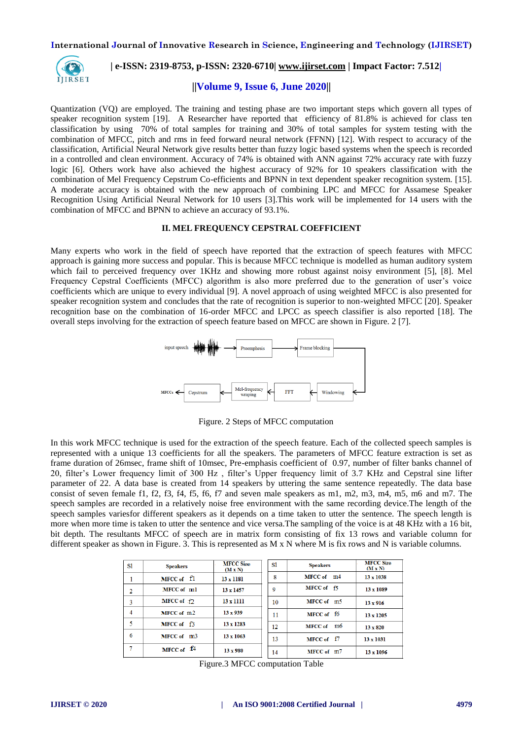Quantization (VQ) are employed. The training and testing phase are two important steps which govern all types of speaker recognition system [19]. A Researcher have reported that efficiency of 81.8% is achieved for class ten classification by using 70% of total samples for training and 30% of total samples for system testing with the combination of MFCC, pitch and rms in feed forward neural network (FFNN) [12]. With respect to accuracy of the classification, Artificial Neural Network give results better than fuzzy logic based systems when the speech is recorded in a controlled and clean environment. Accuracy of 74% is obtained with ANN against 72% accuracy rate with fuzzy logic [6]. Others work have also achieved the highest accuracy of 92% for 10 speakers classification with the combination of Mel Frequency Cepstrum Co-efficients and BPNN in text dependent speaker recognition system. [15]. A moderate accuracy is obtained with the new approach of combining LPC and MFCC for Assamese Speaker Recognition Using Artificial Neural Network for 10 users [3].This work will be implemented for 14 users with the combination of MFCC and BPNN to achieve an accuracy of 93.1%.

## II. MEL FREQUENCY CEPSTRAL COEFFICIENT

Many experts who work in the field of speech have reported that the extraction of speech features with MFCC approach is gaining more success and popular. This is because MFCC technique is modelled as human auditory system which fail to perceived frequency over 1KHz and showing more robust against noisy environment [5], [8]. Mel Frequency Cepstral Coefficients (MFCC) algorithm is also more preferred due to the generation of user's voice coefficients which are unique to every individual [9]. A novel approach of using weighted MFCC is also presented for speaker recognition system and concludes that the rate of recognition is superior to non-weighted MFCC [20]. Speaker recognition base on the combination of 16-order MFCC and LPCC as speech classifier is also reported [18]. The overall steps involving for the extraction of speech feature based on MFCC are shown in Figure. 2 [7].

input speech → Preemphasis → Frame blocking → Windowing → FFT → Mel-frequency wraping → Cepstrum → MFCCs

Figure. 2 Steps of MFCC computation

In this work MFCC technique is used for the extraction of the speech feature. Each of the collected speech samples is represented with a unique 13 coefficients for all the speakers. The parameters of MFCC feature extraction is set as frame duration of 26msec, frame shift of 10msec, Pre-emphasis coefficient of 0.97, number of filter banks channel of 20, filter's Lower frequency limit of 300 Hz , filter's Upper frequency limit of 3.7 KHz and Cepstral sine lifter parameter of 22. A data base is created from 14 speakers by uttering the same sentence repeatedly. The data base consist of seven female f1, f2, f3, f4, f5, f6, f7 and seven male speakers as m1, m2, m3, m4, m5, m6 and m7. The speech samples are recorded in a relatively noise free environment with the same recording device.The length of the speech samples variesfor different speakers as it depends on a time taken to utter the sentence. The speech length is more when more time is taken to utter the sentence and vice versa.The sampling of the voice is at 48 KHz with a 16 bit, bit depth. The resultants MFCC of speech are in matrix form consisting of fix 13 rows and variable column for different speaker as shown in Figure. 3. This is represented as M x N where M is fix rows and N is variable columns.

| Sl | Speakers | MFCC Size (M x N) | Sl | Speakers | MFCC Size (M x N) |
|---|---|---|---|---|---|
| 1 | MFCC of f1 | 13 x 1181 | 8 | MFCC of m4 | 13 x 1038 |
| 2 | MFCC of m1 | 13 x 1457 | 9 | MFCC of f5 | 13 x 1089 |
| 3 | MFCC of f2 | 13 x 1111 | 10 | MFCC of m5 | 13 x 916 |
| 4 | MFCC of m2 | 13 x 939 | 11 | MFCC of f6 | 13 x 1205 |
| 5 | MFCC of f3 | 13 x 1283 | 12 | MFCC of m6 | 13 x 820 |
| 6 | MFCC of m3 | 13 x 1063 | 13 | MFCC of f7 | 13 x 1031 |
| 7 | MFCC of f4 | 13 x 980 | 14 | MFCC of m7 | 13 x 1096 |

Figure.3 MFCC computation Table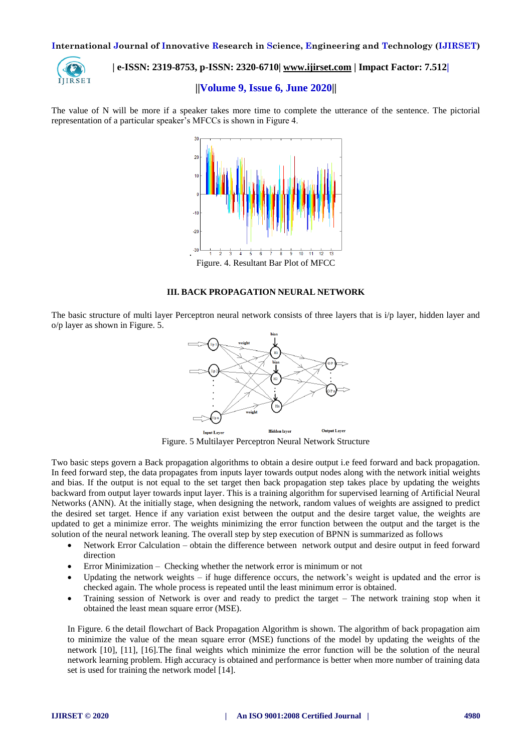The value of N will be more if a speaker takes more time to complete the utterance of the sentence. The pictorial representation of a particular speaker's MFCCs is shown in Figure 4.

Figure. 4. Resultant Bar Plot of MFCC

## III. BACK PROPAGATION NEURAL NETWORK

The basic structure of multi layer Perceptron neural network consists of three layers that is i/p layer, hidden layer and o/p layer as shown in Figure. 5.

Figure. 5 Multilayer Perceptron Neural Network Structure

Two basic steps govern a Back propagation algorithms to obtain a desire output i.e feed forward and back propagation. In feed forward step, the data propagates from inputs layer towards output nodes along with the network initial weights and bias. If the output is not equal to the set target then back propagation step takes place by updating the weights backward from output layer towards input layer. This is a training algorithm for supervised learning of Artificial Neural Networks (ANN). At the initially stage, when designing the network, random values of weights are assigned to predict the desired set target. Hence if any variation exist between the output and the desire target value, the weights are updated to get a minimize error. The weights minimizing the error function between the output and the target is the solution of the neural network leaning. The overall step by step execution of BPNN is summarized as follows

- Network Error Calculation – obtain the difference between network output and desire output in feed forward direction
- Error Minimization – Checking whether the network error is minimum or not
- Updating the network weights – if huge difference occurs, the network's weight is updated and the error is checked again. The whole process is repeated until the least minimum error is obtained.
- Training session of Network is over and ready to predict the target – The network training stop when it obtained the least mean square error (MSE).

In Figure. 6 the detail flowchart of Back Propagation Algorithm is shown. The algorithm of back propagation aim to minimize the value of the mean square error (MSE) functions of the model by updating the weights of the network [10], [11], [16].The final weights which minimize the error function will be the solution of the neural network learning problem. High accuracy is obtained and performance is better when more number of training data set is used for training the network model [14].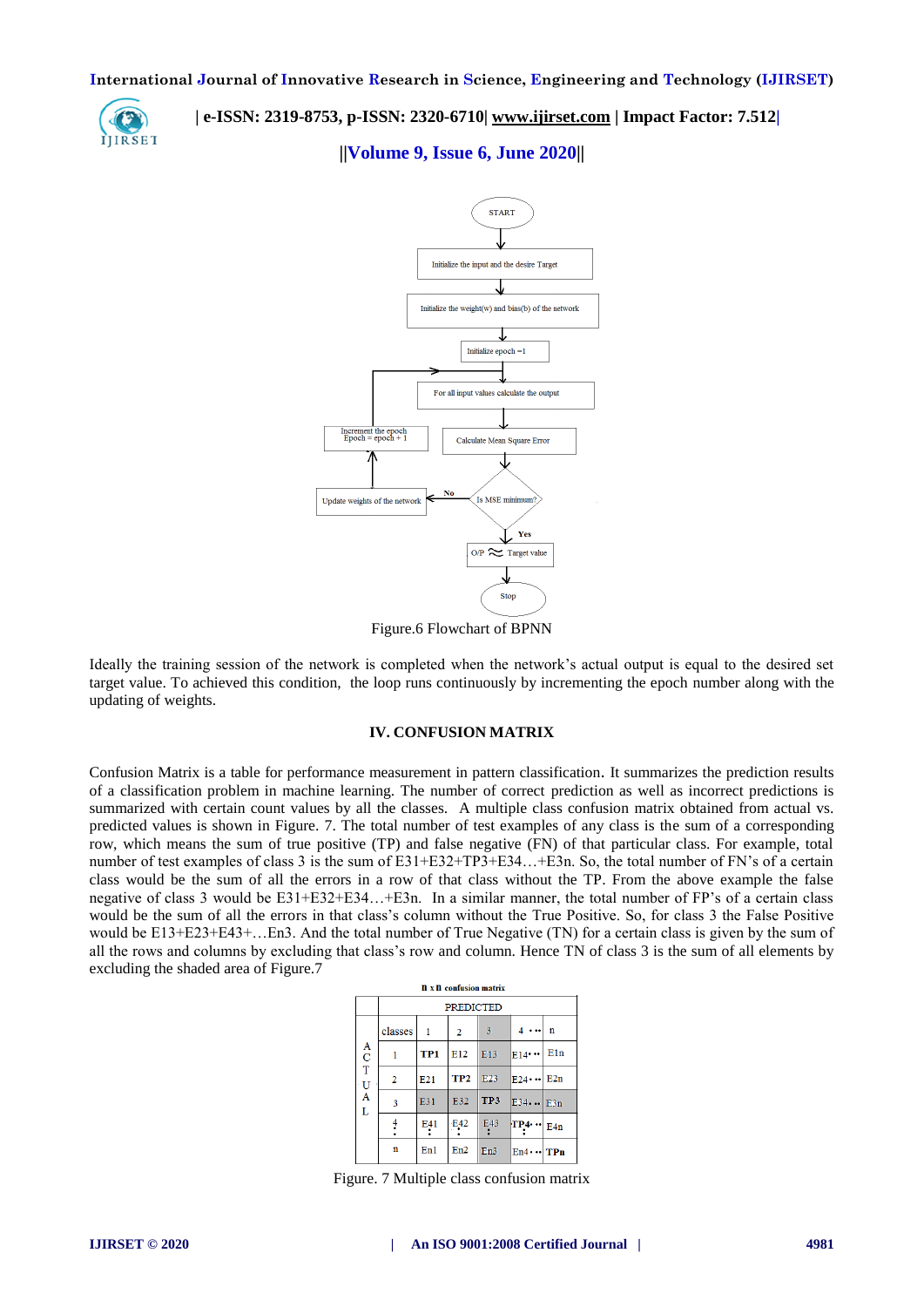Figure.6 Flowchart of BPNN

Ideally the training session of the network is completed when the network's actual output is equal to the desired set target value. To achieved this condition, the loop runs continuously by incrementing the epoch number along with the updating of weights.

## IV. CONFUSION MATRIX

Confusion Matrix is a table for performance measurement in pattern classification. It summarizes the prediction results of a classification problem in machine learning. The number of correct prediction as well as incorrect predictions is summarized with certain count values by all the classes. A multiple class confusion matrix obtained from actual vs. predicted values is shown in Figure. 7. The total number of test examples of any class is the sum of a corresponding row, which means the sum of true positive (TP) and false negative (FN) of that particular class. For example, total number of test examples of class 3 is the sum of E31+E32+TP3+E34…+E3n. So, the total number of FN's of a certain class would be the sum of all the errors in a row of that class without the TP. From the above example the false negative of class 3 would be E31+E32+E34…+E3n. In a similar manner, the total number of FP's of a certain class would be the sum of all the errors in that class's column without the True Positive. So, for class 3 the False Positive would be E13+E23+E43+…En3. And the total number of True Negative (TN) for a certain class is given by the sum of all the rows and columns by excluding that class's row and column. Hence TN of class 3 is the sum of all elements by excluding the shaded area of Figure.7

n x n confusion matrix

| | | PREDICTED | | | | |
|---|---|---|---|---|---|---|
| | classes | 1 | 2 | 3 | 4 … | n |
| ACTUAL | 1 | TP1 | E12 | E13 | E14 … | E1n |
| | 2 | E21 | TP2 | E23 | E24 … | E2n |
| | 3 | E31 | E32 | TP3 | E34 … | E3n |
| | 4 ⋮ | E41 ⋮ | E42 ⋮ | E43 ⋮ | TP4 … ⋮ | E4n |
| | n | En1 | En2 | En3 | En4 … | TPn |

Figure. 7 Multiple class confusion matrix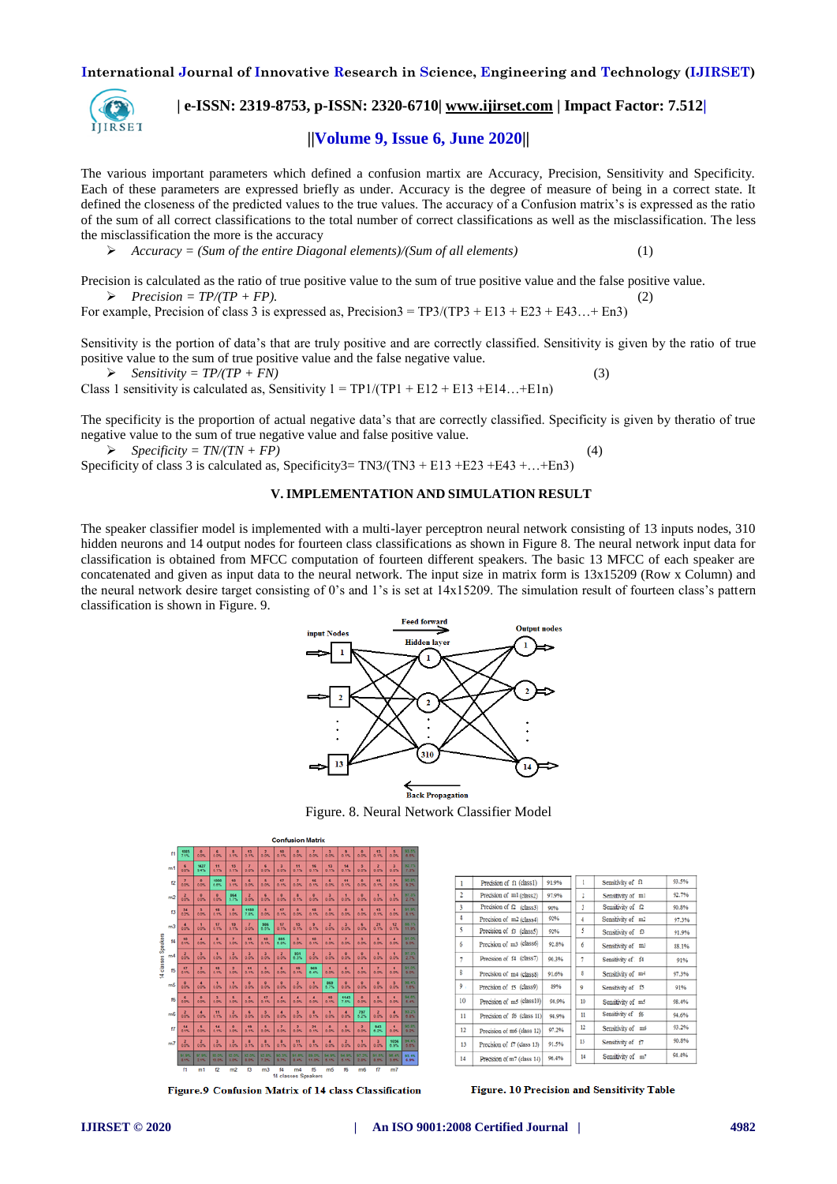The various important parameters which defined a confusion martix are Accuracy, Precision, Sensitivity and Specificity. Each of these parameters are expressed briefly as under. Accuracy is the degree of measure of being in a correct state. It defined the closeness of the predicted values to the true values. The accuracy of a Confusion matrix's is expressed as the ratio of the sum of all correct classifications to the total number of correct classifications as well as the misclassification. The less the misclassification the more is the accuracy

- *Accuracy = (Sum of the entire Diagonal elements)/(Sum of all elements)* (1)

Precision is calculated as the ratio of true positive value to the sum of true positive value and the false positive value.

- *Precision = TP/(TP + FP).* (2)

For example, Precision of class 3 is expressed as, Precision3 = TP3/(TP3 + E13 + E23 + E43…+ En3)

Sensitivity is the portion of data's that are truly positive and are correctly classified. Sensitivity is given by the ratio of true positive value to the sum of true positive value and the false negative value.

- *Sensitivity = TP/(TP + FN)* (3)

Class 1 sensitivity is calculated as, Sensitivity 1 = TP1/(TP1 + E12 + E13 +E14…+E1n)

The specificity is the proportion of actual negative data's that are correctly classified. Specificity is given by theratio of true negative value to the sum of true negative value and false positive value.

- *Specificity = TN/(TN + FP)* (4)

Specificity of class 3 is calculated as, Specificity3= TN3/(TN3 + E13 +E23 +E43 +…+En3)

## V. IMPLEMENTATION AND SIMULATION RESULT

The speaker classifier model is implemented with a multi-layer perceptron neural network consisting of 13 inputs nodes, 310 hidden neurons and 14 output nodes for fourteen class classifications as shown in Figure 8. The neural network input data for classification is obtained from MFCC computation of fourteen different speakers. The basic 13 MFCC of each speaker are concatenated and given as input data to the neural network. The input size in matrix form is 13x15209 (Row x Column) and the neural network desire target consisting of 0's and 1's is set at 14x15209. The simulation result of fourteen class's pattern classification is shown in Figure. 9.

Figure. 8. Neural Network Classifier Model

**Figure.9 Confusion Matrix of 14 class Classification**

| | Precision | | | Sensitivity | |
|---|---|---|---|---|---|
| 1 | Precision of f1 (class1) | 91.9% | 1 | Sensitivity of f1 | 93.5% |
| 2 | Precision of m1 (class2) | 97.9% | 2 | Sensitivity of m1 | 92.7% |
| 3 | Precision of f2 (class3) | 90% | 3 | Sensitivity of f2 | 90.8% |
| 4 | Precision of m2 (class4) | 92% | 4 | Sensitivity of m2 | 97.3% |
| 5 | Precision of f3 (class5) | 92% | 5 | Sensitivity of f3 | 91.9% |
| 6 | Precision of m3 (class6) | 92.8% | 6 | Sensitivity of m3 | 88.1% |
| 7 | Precision of f4 (class7) | 96.3% | 7 | Sensitivity of f4 | 91% |
| 8 | Precision of m4 (class8) | 91.6% | 8 | Sensitivity of m4 | 97.3% |
| 9 | Precision of f5 (class9) | 89% | 9 | Sensitivity of f5 | 91% |
| 10 | Precision of m5 (class10) | 94.0% | 10 | Sensitivity of m5 | 98.4% |
| 11 | Precision of f6 (class 11) | 94.9% | 11 | Sensitivity of f6 | 94.6% |
| 12 | Precision of m6 (class 12) | 97.2% | 12 | Sensitivity of m6 | 93.2% |
| 13 | Precision of f7 (class 13) | 91.5% | 13 | Sensitivity of f7 | 90.8% |
| 14 | Precision of m7 (class 14) | 98.4% | 14 | Sensitivity of m7 | 94.0% |

**Figure. 10 Precision and Sensitivity Table**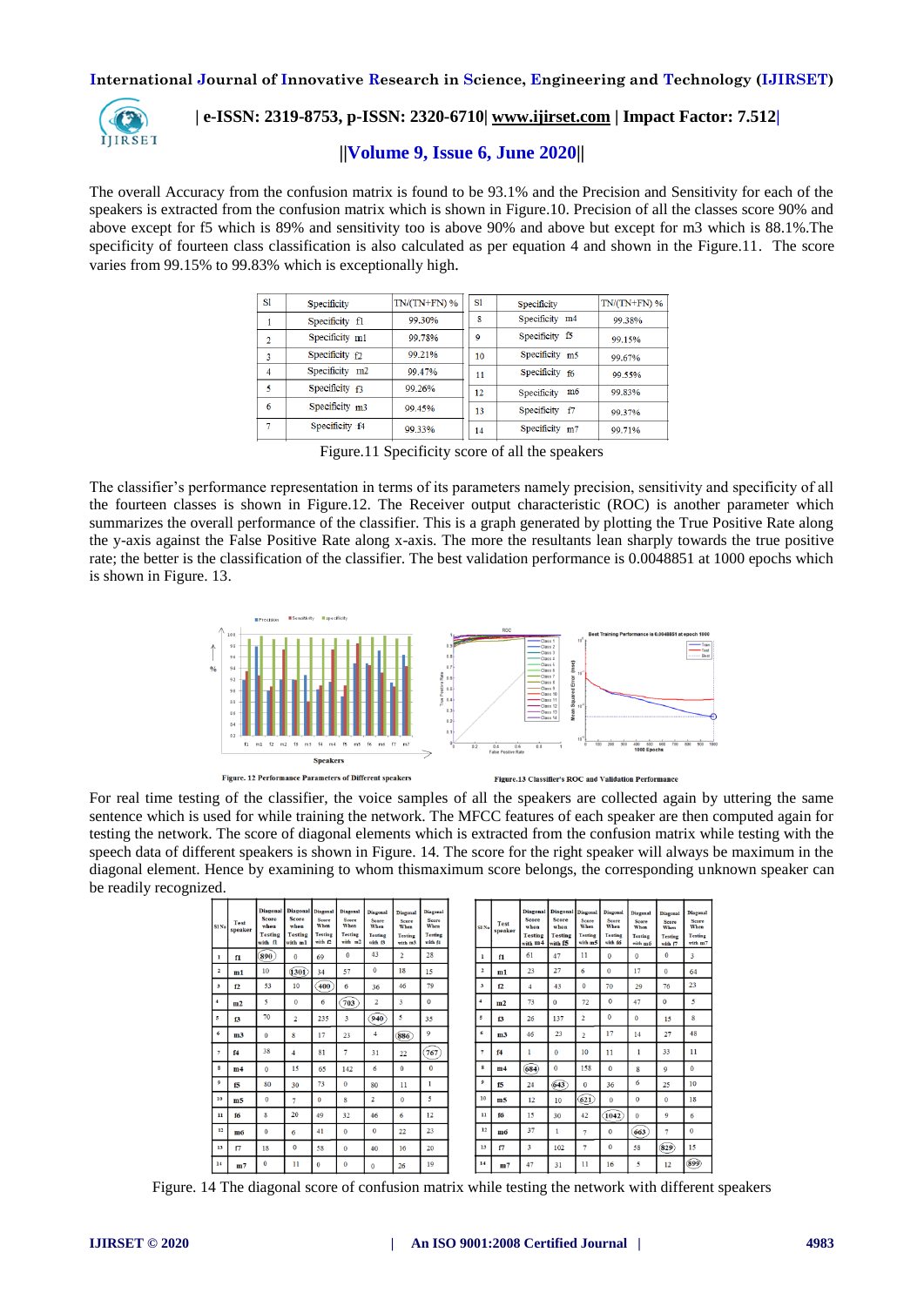The overall Accuracy from the confusion matrix is found to be 93.1% and the Precision and Sensitivity for each of the speakers is extracted from the confusion matrix which is shown in Figure.10. Precision of all the classes score 90% and above except for f5 which is 89% and sensitivity too is above 90% and above but except for m3 which is 88.1%.The specificity of fourteen class classification is also calculated as per equation 4 and shown in the Figure.11. The score varies from 99.15% to 99.83% which is exceptionally high.

| Sl | Specificity | TN/(TN+FN) % | Sl | Specificity | TN/(TN+FN) % |
|---|---|---|---|---|---|
| 1 | Specificity f1 | 99.30% | 8 | Specificity m4 | 99.38% |
| 2 | Specificity m1 | 99.78% | 9 | Specificity f5 | 99.15% |
| 3 | Specificity f2 | 99.21% | 10 | Specificity m5 | 99.67% |
| 4 | Specificity m2 | 99.47% | 11 | Specificity f6 | 99.55% |
| 5 | Specificity f3 | 99.26% | 12 | Specificity m6 | 99.83% |
| 6 | Specificity m3 | 99.45% | 13 | Specificity f7 | 99.37% |
| 7 | Specificity f4 | 99.33% | 14 | Specificity m7 | 99.71% |

Figure.11 Specificity score of all the speakers

The classifier's performance representation in terms of its parameters namely precision, sensitivity and specificity of all the fourteen classes is shown in Figure.12. The Receiver output characteristic (ROC) is another parameter which summarizes the overall performance of the classifier. This is a graph generated by plotting the True Positive Rate along the y-axis against the False Positive Rate along x-axis. The more the resultants lean sharply towards the true positive rate; the better is the classification of the classifier. The best validation performance is 0.0048851 at 1000 epochs which is shown in Figure. 13.

Figure. 12 Performance Parameters of Different speakers

Figure.13 Classifier's ROC and Validation Performance

For real time testing of the classifier, the voice samples of all the speakers are collected again by uttering the same sentence which is used for while training the network. The MFCC features of each speaker are then computed again for testing the network. The score of diagonal elements which is extracted from the confusion matrix while testing with the speech data of different speakers is shown in Figure. 14. The score for the right speaker will always be maximum in the diagonal element. Hence by examining to whom thismaximum score belongs, the corresponding unknown speaker can be readily recognized.

| Sl No | Test speaker | Diagonal Score when Testing with f1 | Diagonal Score when Testing with m1 | Diagonal Score When Testing with f2 | Diagonal Score When Testing with m2 | Diagonal Score When Testing with f3 | Diagonal Score When Testing with m3 | Diagonal Score When Testing with f4 |
|---|---|---|---|---|---|---|---|---|
| 1 | f1 | 890 | 0 | 69 | 0 | 43 | 2 | 28 |
| 2 | m1 | 10 | 1301 | 34 | 57 | 0 | 18 | 15 |
| 3 | f2 | 53 | 10 | 400 | 6 | 36 | 46 | 79 |
| 4 | m2 | 5 | 0 | 6 | 703 | 2 | 3 | 0 |
| 5 | f3 | 70 | 2 | 235 | 3 | 940 | 5 | 35 |
| 6 | m3 | 0 | 8 | 17 | 23 | 4 | 886 | 9 |
| 7 | f4 | 38 | 4 | 81 | 7 | 31 | 22 | 767 |
| 8 | m4 | 0 | 15 | 65 | 142 | 6 | 0 | 0 |
| 9 | f5 | 80 | 30 | 73 | 0 | 80 | 11 | 1 |
| 10 | m5 | 0 | 7 | 0 | 8 | 2 | 0 | 5 |
| 11 | f6 | 8 | 20 | 49 | 32 | 46 | 6 | 12 |
| 12 | m6 | 0 | 6 | 41 | 0 | 0 | 22 | 23 |
| 13 | f7 | 18 | 0 | 58 | 0 | 40 | 16 | 20 |
| 14 | m7 | 0 | 11 | 0 | 0 | 0 | 26 | 19 |

| Sl No | Test speaker | Diagonal Score when Testing with m4 | Diagonal Score when Testing with f5 | Diagonal Score When Testing with m5 | Diagonal Score When Testing with f6 | Diagonal Score When Testing with m6 | Diagonal Score When Testing with f7 | Diagonal Score When Testing with m7 |
|---|---|---|---|---|---|---|---|---|
| 1 | f1 | 61 | 47 | 11 | 0 | 0 | 0 | 3 |
| 2 | m1 | 23 | 27 | 6 | 0 | 17 | 0 | 64 |
| 3 | f2 | 4 | 43 | 0 | 70 | 29 | 76 | 23 |
| 4 | m2 | 73 | 0 | 72 | 0 | 47 | 0 | 5 |
| 5 | f3 | 26 | 137 | 2 | 0 | 0 | 15 | 8 |
| 6 | m3 | 46 | 23 | 2 | 17 | 14 | 27 | 48 |
| 7 | f4 | 1 | 0 | 10 | 11 | 1 | 33 | 11 |
| 8 | m4 | 684 | 0 | 158 | 0 | 8 | 9 | 0 |
| 9 | f5 | 24 | 643 | 0 | 36 | 6 | 25 | 10 |
| 10 | m5 | 12 | 10 | 621 | 0 | 0 | 0 | 18 |
| 11 | f6 | 15 | 30 | 42 | 1042 | 0 | 9 | 6 |
| 12 | m6 | 37 | 1 | 7 | 0 | 663 | 7 | 0 |
| 13 | f7 | 3 | 102 | 7 | 0 | 58 | 829 | 15 |
| 14 | m7 | 47 | 31 | 11 | 16 | 5 | 12 | 899 |

Figure. 14 The diagonal score of confusion matrix while testing the network with different speakers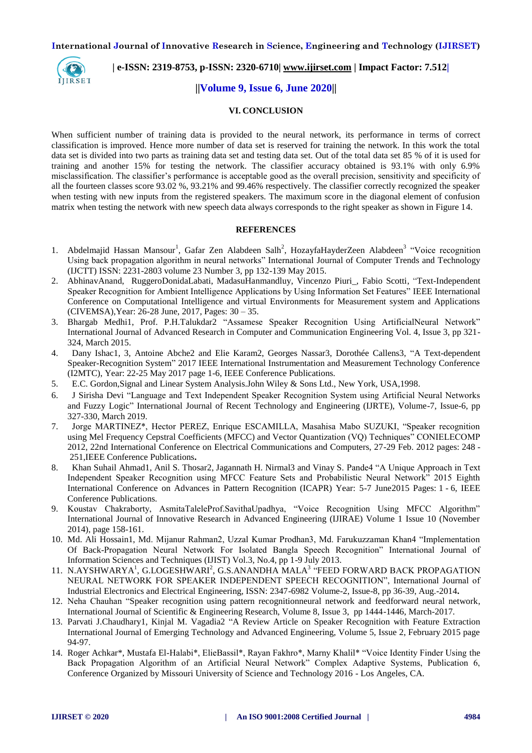## VI. CONCLUSION

When sufficient number of training data is provided to the neural network, its performance in terms of correct classification is improved. Hence more number of data set is reserved for training the network. In this work the total data set is divided into two parts as training data set and testing data set. Out of the total data set 85 % of it is used for training and another 15% for testing the network. The classifier accuracy obtained is 93.1% with only 6.9% misclassification. The classifier's performance is acceptable good as the overall precision, sensitivity and specificity of all the fourteen classes score 93.02 %, 93.21% and 99.46% respectively. The classifier correctly recognized the speaker when testing with new inputs from the registered speakers. The maximum score in the diagonal element of confusion matrix when testing the network with new speech data always corresponds to the right speaker as shown in Figure 14.

## REFERENCES

1. Abdelmajid Hassan Mansour[1], Gafar Zen Alabdeen Salh[2], HozayfaHayderZeen Alabdeen[3] "Voice recognition Using back propagation algorithm in neural networks" International Journal of Computer Trends and Technology (IJCTT) ISSN: 2231-2803 volume 23 Number 3, pp 132-139 May 2015.
2. AbhinavAnand, RuggeroDonidaLabati, MadasuHanmandluy, Vincenzo Piuri_, Fabio Scotti, "Text-Independent Speaker Recognition for Ambient Intelligence Applications by Using Information Set Features" IEEE International Conference on Computational Intelligence and virtual Environments for Measurement system and Applications (CIVEMSA),Year: 26-28 June, 2017, Pages: 30 – 35.
3. Bhargab Medhi1, Prof. P.H.Talukdar2 "Assamese Speaker Recognition Using ArtificialNeural Network" International Journal of Advanced Research in Computer and Communication Engineering Vol. 4, Issue 3, pp 321-324, March 2015.
4. Dany Ishac1, 3, Antoine Abche2 and Elie Karam2, Georges Nassar3, Dorothée Callens3, "A Text-dependent Speaker-Recognition System" 2017 IEEE International Instrumentation and Measurement Technology Conference (I2MTC), Year: 22-25 May 2017 page 1-6, IEEE Conference Publications.
5. E.C. Gordon,Signal and Linear System Analysis.John Wiley & Sons Ltd., New York, USA,1998.
6. J Sirisha Devi "Language and Text Independent Speaker Recognition System using Artificial Neural Networks and Fuzzy Logic" International Journal of Recent Technology and Engineering (IJRTE), Volume-7, Issue-6, pp 327-330, March 2019.
7. Jorge MARTINEZ*, Hector PEREZ, Enrique ESCAMILLA, Masahisa Mabo SUZUKI, "Speaker recognition using Mel Frequency Cepstral Coefficients (MFCC) and Vector Quantization (VQ) Techniques" CONIELECOMP 2012, 22nd International Conference on Electrical Communications and Computers, 27-29 Feb. 2012 pages: 248 - 251,IEEE Conference Publications**.**
8. Khan Suhail Ahmad1, Anil S. Thosar2, Jagannath H. Nirmal3 and Vinay S. Pande4 "A Unique Approach in Text Independent Speaker Recognition using MFCC Feature Sets and Probabilistic Neural Network" 2015 Eighth International Conference on Advances in Pattern Recognition (ICAPR) Year: 5-7 June2015 Pages: 1 - 6, IEEE Conference Publications.
9. Koustav Chakraborty, AsmitaTaleleProf.SavithaUpadhya, "Voice Recognition Using MFCC Algorithm" International Journal of Innovative Research in Advanced Engineering (IJIRAE) Volume 1 Issue 10 (November 2014), page 158-161.
10. Md. Ali Hossain1, Md. Mijanur Rahman2, Uzzal Kumar Prodhan3, Md. Farukuzzaman Khan4 "Implementation Of Back-Propagation Neural Network For Isolated Bangla Speech Recognition" International Journal of Information Sciences and Techniques (IJIST) Vol.3, No.4, pp 1-9 July 2013.
11. N.AYSHWARYA[1], G.LOGESHWARI[2], G.S.ANANDHA MALA[3] "FEED FORWARD BACK PROPAGATION NEURAL NETWORK FOR SPEAKER INDEPENDENT SPEECH RECOGNITION", International Journal of Industrial Electronics and Electrical Engineering, ISSN: 2347-6982 Volume-2, Issue-8, pp 36-39, Aug.-2014**.**
12. Neha Chauhan "Speaker recognition using pattern recognitionneural network and feedforward neural network, International Journal of Scientific & Engineering Research, Volume 8, Issue 3, pp 1444-1446, March-2017.
13. Parvati J.Chaudhary1, Kinjal M. Vagadia2 "A Review Article on Speaker Recognition with Feature Extraction International Journal of Emerging Technology and Advanced Engineering, Volume 5, Issue 2, February 2015 page 94-97.
14. Roger Achkar*, Mustafa El-Halabi*, ElieBassil*, Rayan Fakhro*, Marny Khalil* "Voice Identity Finder Using the Back Propagation Algorithm of an Artificial Neural Network" Complex Adaptive Systems, Publication 6, Conference Organized by Missouri University of Science and Technology 2016 - Los Angeles, CA.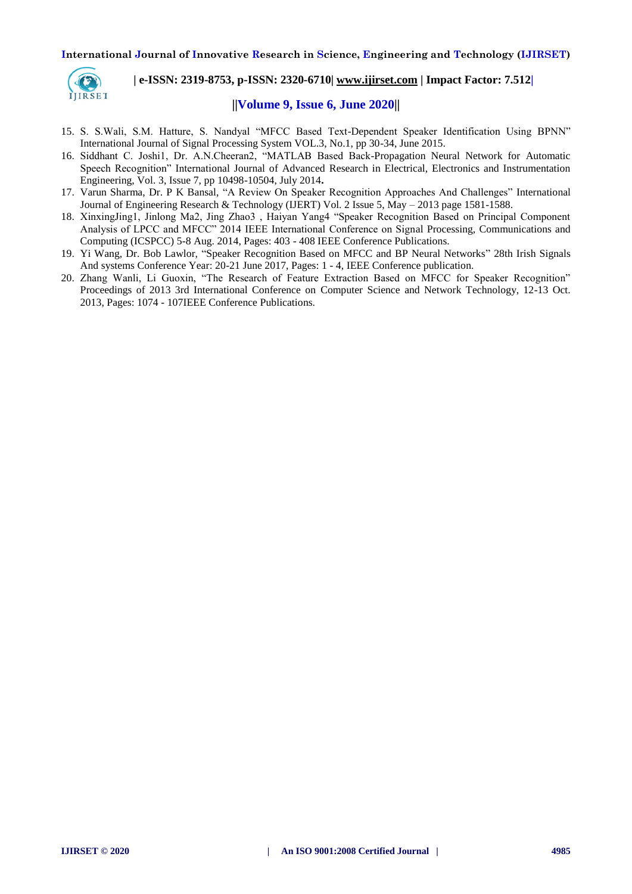15. S. S.Wali, S.M. Hatture, S. Nandyal "MFCC Based Text-Dependent Speaker Identification Using BPNN" International Journal of Signal Processing System VOL.3, No.1, pp 30-34, June 2015.
16. Siddhant C. Joshi1, Dr. A.N.Cheeran2, "MATLAB Based Back-Propagation Neural Network for Automatic Speech Recognition" International Journal of Advanced Research in Electrical, Electronics and Instrumentation Engineering, Vol. 3, Issue 7, pp 10498-10504, July 2014**.**
17. Varun Sharma, Dr. P K Bansal, "A Review On Speaker Recognition Approaches And Challenges" International Journal of Engineering Research & Technology (IJERT) Vol. 2 Issue 5, May – 2013 page 1581-1588.
18. XinxingJing1, Jinlong Ma2, Jing Zhao3 , Haiyan Yang4 "Speaker Recognition Based on Principal Component Analysis of LPCC and MFCC" 2014 IEEE International Conference on Signal Processing, Communications and Computing (ICSPCC) 5-8 Aug. 2014, Pages: 403 - 408 IEEE Conference Publications.
19. Yi Wang, Dr. Bob Lawlor, "Speaker Recognition Based on MFCC and BP Neural Networks" 28th Irish Signals And systems Conference Year: 20-21 June 2017, Pages: 1 - 4, IEEE Conference publication.
20. Zhang Wanli, Li Guoxin, "The Research of Feature Extraction Based on MFCC for Speaker Recognition" Proceedings of 2013 3rd International Conference on Computer Science and Network Technology, 12-13 Oct. 2013, Pages: 1074 - 107IEEE Conference Publications.